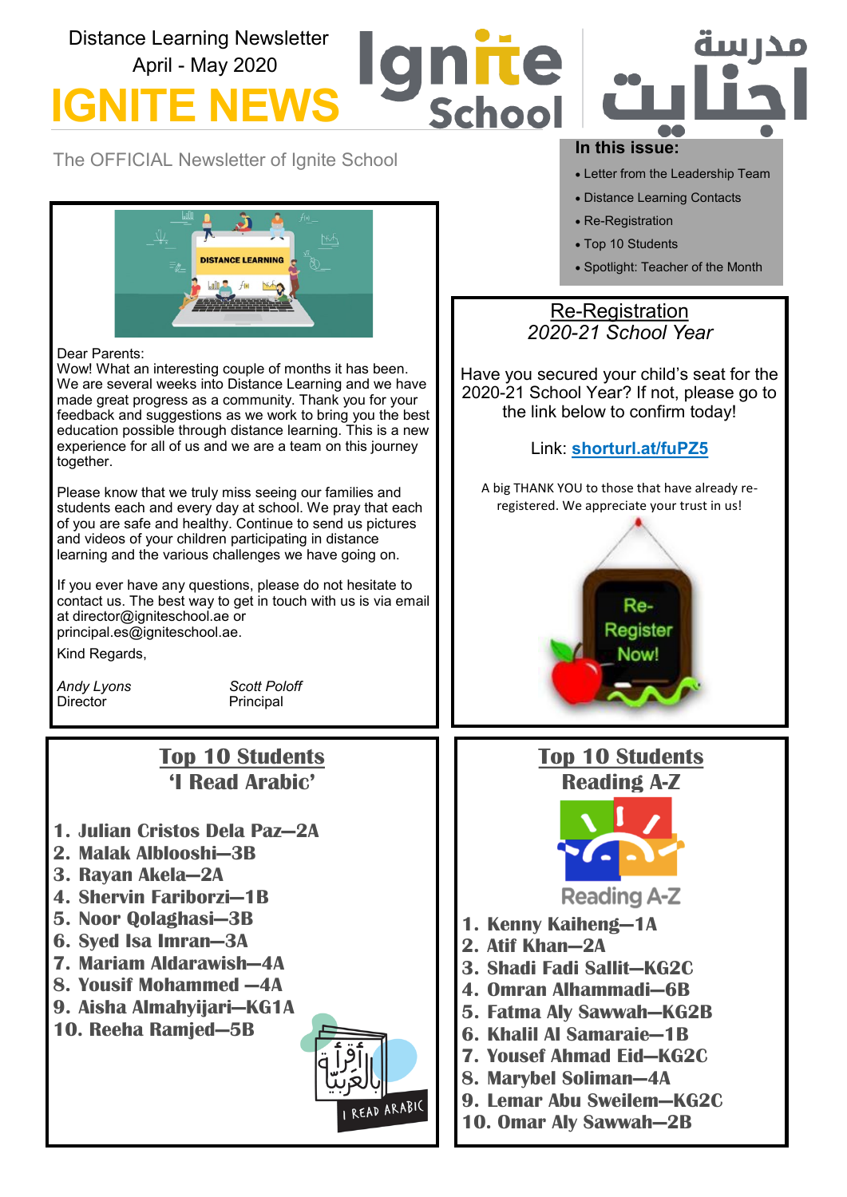Distance Learning Newsletter
April - May 2020

# IGNITE NEWS

Ignite School

مدرسة اجنايت

The OFFICIAL Newsletter of Ignite School

**In this issue:**

- Letter from the Leadership Team
- Distance Learning Contacts
- Re-Registration
- Top 10 Students
- Spotlight: Teacher of the Month

DISTANCE LEARNING

Dear Parents:

Wow! What an interesting couple of months it has been. We are several weeks into Distance Learning and we have made great progress as a community. Thank you for your feedback and suggestions as we work to bring you the best education possible through distance learning. This is a new experience for all of us and we are a team on this journey together.

Please know that we truly miss seeing our families and students each and every day at school. We pray that each of you are safe and healthy. Continue to send us pictures and videos of your children participating in distance learning and the various challenges we have going on.

If you ever have any questions, please do not hesitate to contact us. The best way to get in touch with us is via email at director@igniteschool.ae or principal.es@igniteschool.ae.

Kind Regards,

*Andy Lyons*
Director

*Scott Poloff*
Principal

## Re-Registration
*2020-21 School Year*

Have you secured your child's seat for the 2020-21 School Year? If not, please go to the link below to confirm today!

Link: **shorturl.at/fuPZ5**

A big THANK YOU to those that have already re-registered. We appreciate your trust in us!

Re-Register Now!

## Top 10 Students
## 'I Read Arabic'

1. **Julian Cristos Dela Paz—2A**
2. **Malak Alblooshi—3B**
3. **Rayan Akela—2A**
4. **Shervin Fariborzi—1B**
5. **Noor Qolaghasi—3B**
6. **Syed Isa Imran—3A**
7. **Mariam Aldarawish—4A**
8. **Yousif Mohammed —4A**
9. **Aisha Almahyijari—KG1A**
10. **Reeha Ramjed—5B**

I READ ARABIC

## Top 10 Students
## Reading A-Z

Reading A-Z

1. **Kenny Kaiheng—1A**
2. **Atif Khan—2A**
3. **Shadi Fadi Sallit—KG2C**
4. **Omran Alhammadi—6B**
5. **Fatma Aly Sawwah—KG2B**
6. **Khalil Al Samaraie—1B**
7. **Yousef Ahmad Eid—KG2C**
8. **Marybel Soliman—4A**
9. **Lemar Abu Sweilem—KG2C**
10. **Omar Aly Sawwah—2B**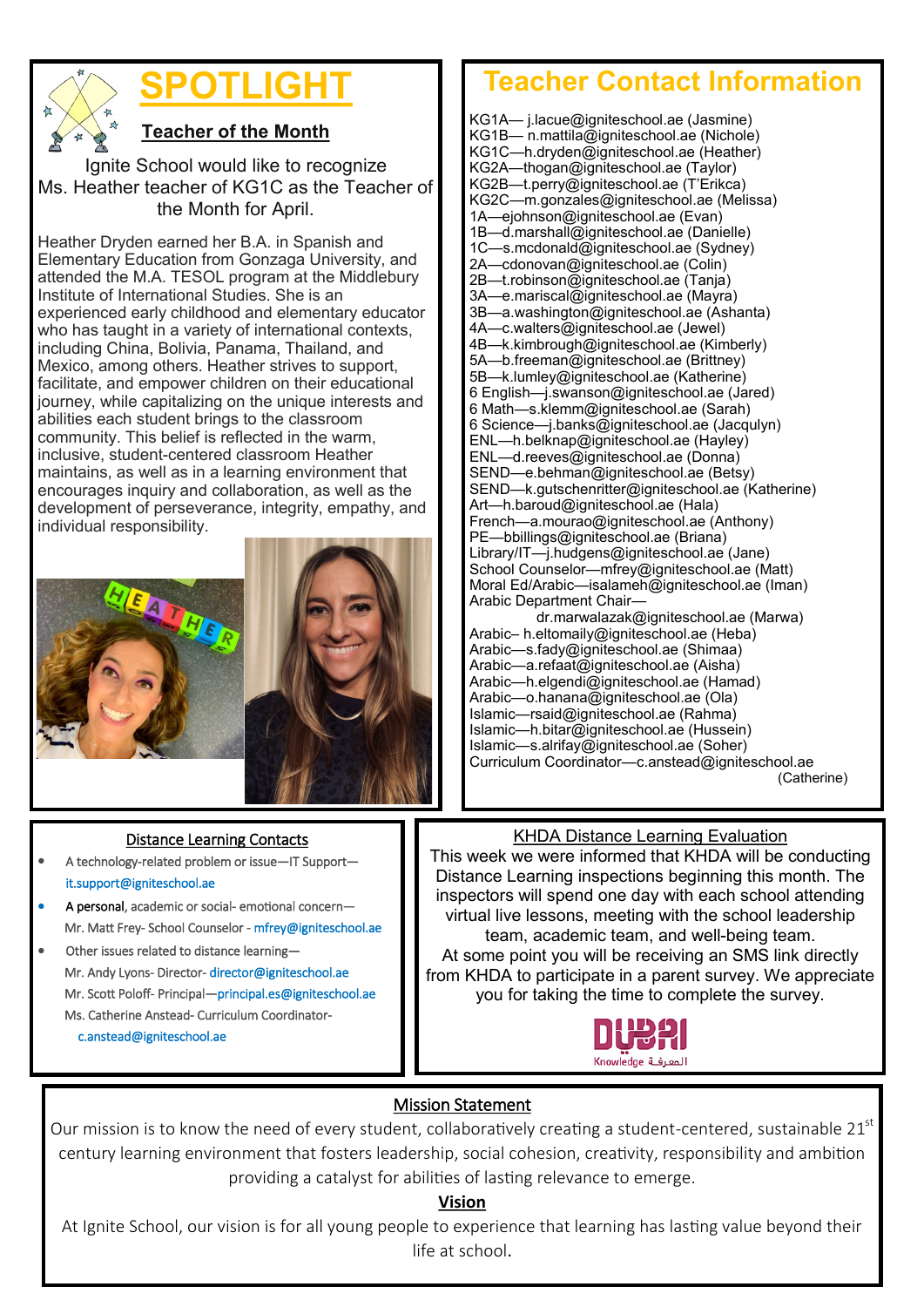## SPOTLIGHT

### Teacher of the Month

Ignite School would like to recognize Ms. Heather teacher of KG1C as the Teacher of the Month for April.

Heather Dryden earned her B.A. in Spanish and Elementary Education from Gonzaga University, and attended the M.A. TESOL program at the Middlebury Institute of International Studies. She is an experienced early childhood and elementary educator who has taught in a variety of international contexts, including China, Bolivia, Panama, Thailand, and Mexico, among others. Heather strives to support, facilitate, and empower children on their educational journey, while capitalizing on the unique interests and abilities each student brings to the classroom community. This belief is reflected in the warm, inclusive, student-centered classroom Heather maintains, as well as in a learning environment that encourages inquiry and collaboration, as well as the development of perseverance, integrity, empathy, and individual responsibility.

## Teacher Contact Information

KG1A— j.lacue@igniteschool.ae (Jasmine)
KG1B— n.mattila@igniteschool.ae (Nichole)
KG1C—h.dryden@igniteschool.ae (Heather)
KG2A—thogan@igniteschool.ae (Taylor)
KG2B—t.perry@igniteschool.ae (T'Erikca)
KG2C—m.gonzales@igniteschool.ae (Melissa)
1A—ejohnson@igniteschool.ae (Evan)
1B—d.marshall@igniteschool.ae (Danielle)
1C—s.mcdonald@igniteschool.ae (Sydney)
2A—cdonovan@igniteschool.ae (Colin)
2B—t.robinson@igniteschool.ae (Tanja)
3A—e.mariscal@igniteschool.ae (Mayra)
3B—a.washington@igniteschool.ae (Ashanta)
4A—c.walters@igniteschool.ae (Jewel)
4B—k.kimbrough@igniteschool.ae (Kimberly)
5A—b.freeman@igniteschool.ae (Brittney)
5B—k.lumley@igniteschool.ae (Katherine)
6 English—j.swanson@igniteschool.ae (Jared)
6 Math—s.klemm@igniteschool.ae (Sarah)
6 Science—j.banks@igniteschool.ae (Jacqulyn)
ENL—h.belknap@igniteschool.ae (Hayley)
ENL—d.reeves@igniteschool.ae (Donna)
SEND—e.behman@igniteschool.ae (Betsy)
SEND—k.gutschenritter@igniteschool.ae (Katherine)
Art—h.baroud@igniteschool.ae (Hala)
French—a.mourao@igniteschool.ae (Anthony)
PE—bbillings@igniteschool.ae (Briana)
Library/IT—j.hudgens@igniteschool.ae (Jane)
School Counselor—mfrey@igniteschool.ae (Matt)
Moral Ed/Arabic—isalameh@igniteschool.ae (Iman)
Arabic Department Chair—
dr.marwalazak@igniteschool.ae (Marwa)
Arabic– h.eltomaily@igniteschool.ae (Heba)
Arabic—s.fady@igniteschool.ae (Shimaa)
Arabic—a.refaat@igniteschool.ae (Aisha)
Arabic—h.elgendi@igniteschool.ae (Hamad)
Arabic—o.hanana@igniteschool.ae (Ola)
Islamic—rsaid@igniteschool.ae (Rahma)
Islamic—h.bitar@igniteschool.ae (Hussein)
Islamic—s.alrifay@igniteschool.ae (Soher)
Curriculum Coordinator—c.anstead@igniteschool.ae (Catherine)

### Distance Learning Contacts

- A technology-related problem or issue—IT Support—it.support@igniteschool.ae
- A personal, academic or social- emotional concern—Mr. Matt Frey- School Counselor - mfrey@igniteschool.ae
- Other issues related to distance learning—
  Mr. Andy Lyons- Director- director@igniteschool.ae
  Mr. Scott Poloff- Principal—principal.es@igniteschool.ae
  Ms. Catherine Anstead- Curriculum Coordinator- c.anstead@igniteschool.ae

### KHDA Distance Learning Evaluation

This week we were informed that KHDA will be conducting Distance Learning inspections beginning this month. The inspectors will spend one day with each school attending virtual live lessons, meeting with the school leadership team, academic team, and well-being team.
At some point you will be receiving an SMS link directly from KHDA to participate in a parent survey. We appreciate you for taking the time to complete the survey.

### Mission Statement

Our mission is to know the need of every student, collaboratively creating a student-centered, sustainable 21st century learning environment that fosters leadership, social cohesion, creativity, responsibility and ambition providing a catalyst for abilities of lasting relevance to emerge.

### Vision

At Ignite School, our vision is for all young people to experience that learning has lasting value beyond their life at school.